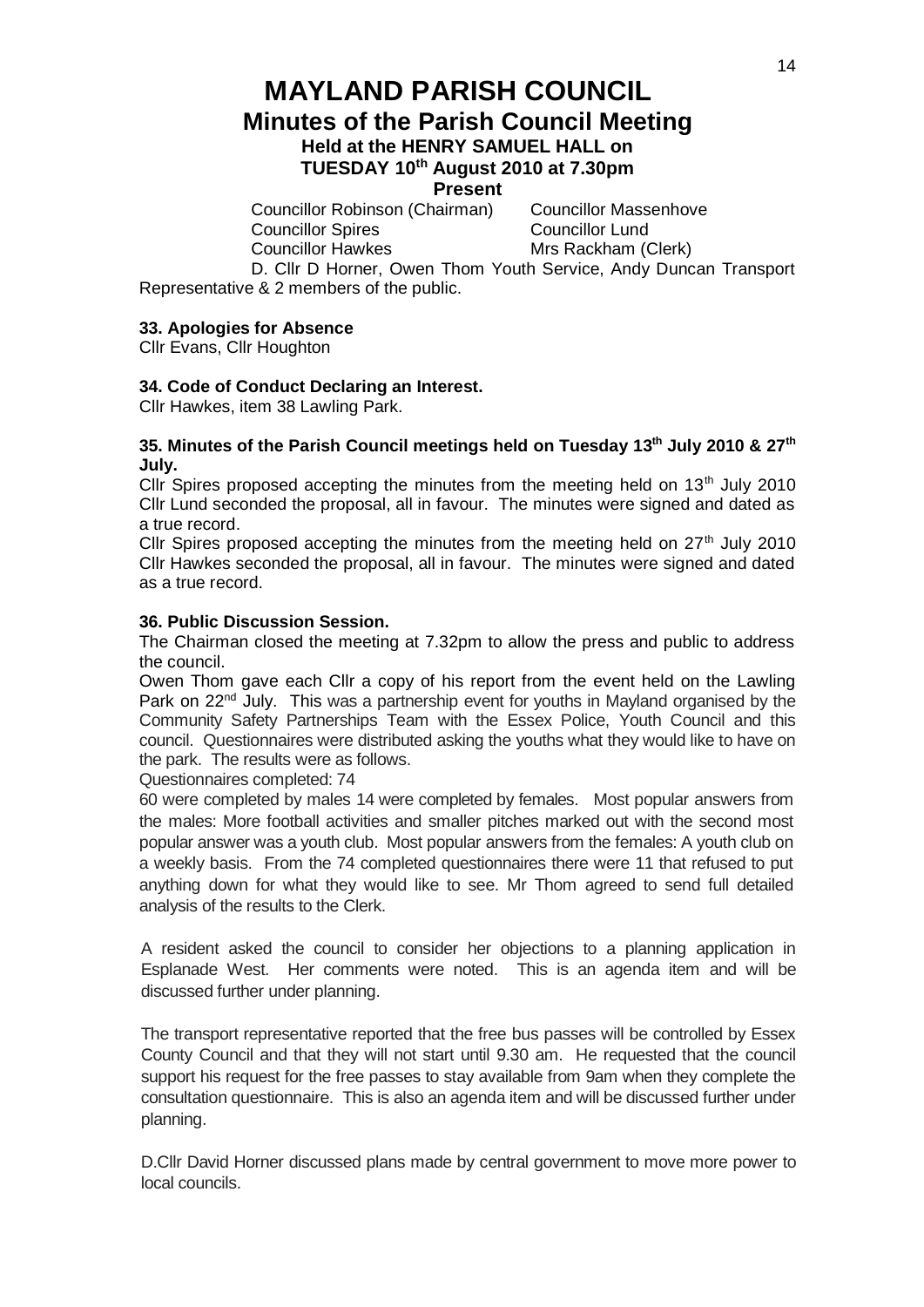# MAYLAND PARISH COUNCIL

## Minutes of the Parish Council Meeting

### Held at the HENRY SAMUEL HALL on TUESDAY 10th August 2010 at 7.30pm

**Present**

Councillor Robinson (Chairman)
Councillor Massenhove
Councillor Spires
Councillor Lund
Councillor Hawkes
Mrs Rackham (Clerk)

D. Cllr D Horner, Owen Thom Youth Service, Andy Duncan Transport Representative & 2 members of the public.

**33. Apologies for Absence**

Cllr Evans, Cllr Houghton

**34. Code of Conduct Declaring an Interest.**

Cllr Hawkes, item 38 Lawling Park.

**35. Minutes of the Parish Council meetings held on Tuesday 13th July 2010 & 27th July.**

Cllr Spires proposed accepting the minutes from the meeting held on 13th July 2010 Cllr Lund seconded the proposal, all in favour. The minutes were signed and dated as a true record.

Cllr Spires proposed accepting the minutes from the meeting held on 27th July 2010 Cllr Hawkes seconded the proposal, all in favour. The minutes were signed and dated as a true record.

**36. Public Discussion Session.**

The Chairman closed the meeting at 7.32pm to allow the press and public to address the council.

Owen Thom gave each Cllr a copy of his report from the event held on the Lawling Park on 22nd July. This was a partnership event for youths in Mayland organised by the Community Safety Partnerships Team with the Essex Police, Youth Council and this council. Questionnaires were distributed asking the youths what they would like to have on the park. The results were as follows.

Questionnaires completed: 74

60 were completed by males 14 were completed by females. Most popular answers from the males: More football activities and smaller pitches marked out with the second most popular answer was a youth club. Most popular answers from the females: A youth club on a weekly basis. From the 74 completed questionnaires there were 11 that refused to put anything down for what they would like to see. Mr Thom agreed to send full detailed analysis of the results to the Clerk.

A resident asked the council to consider her objections to a planning application in Esplanade West. Her comments were noted. This is an agenda item and will be discussed further under planning.

The transport representative reported that the free bus passes will be controlled by Essex County Council and that they will not start until 9.30 am. He requested that the council support his request for the free passes to stay available from 9am when they complete the consultation questionnaire. This is also an agenda item and will be discussed further under planning.

D.Cllr David Horner discussed plans made by central government to move more power to local councils.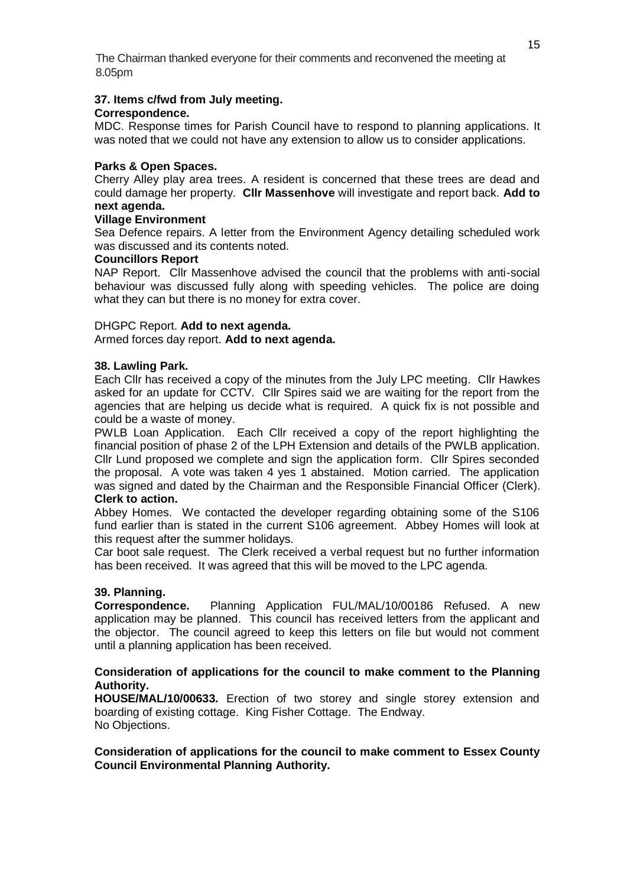The Chairman thanked everyone for their comments and reconvened the meeting at 8.05pm

**37. Items c/fwd from July meeting.**

**Correspondence.**

MDC. Response times for Parish Council have to respond to planning applications. It was noted that we could not have any extension to allow us to consider applications.

**Parks & Open Spaces.**

Cherry Alley play area trees. A resident is concerned that these trees are dead and could damage her property. **Cllr Massenhove** will investigate and report back. **Add to next agenda.**

**Village Environment**

Sea Defence repairs. A letter from the Environment Agency detailing scheduled work was discussed and its contents noted.

**Councillors Report**

NAP Report. Cllr Massenhove advised the council that the problems with anti-social behaviour was discussed fully along with speeding vehicles. The police are doing what they can but there is no money for extra cover.

DHGPC Report. **Add to next agenda.**

Armed forces day report. **Add to next agenda.**

**38. Lawling Park.**

Each Cllr has received a copy of the minutes from the July LPC meeting. Cllr Hawkes asked for an update for CCTV. Cllr Spires said we are waiting for the report from the agencies that are helping us decide what is required. A quick fix is not possible and could be a waste of money.

PWLB Loan Application. Each Cllr received a copy of the report highlighting the financial position of phase 2 of the LPH Extension and details of the PWLB application. Cllr Lund proposed we complete and sign the application form. Cllr Spires seconded the proposal. A vote was taken 4 yes 1 abstained. Motion carried. The application was signed and dated by the Chairman and the Responsible Financial Officer (Clerk). **Clerk to action.**

Abbey Homes. We contacted the developer regarding obtaining some of the S106 fund earlier than is stated in the current S106 agreement. Abbey Homes will look at this request after the summer holidays.

Car boot sale request. The Clerk received a verbal request but no further information has been received. It was agreed that this will be moved to the LPC agenda.

**39. Planning.**

**Correspondence.** Planning Application FUL/MAL/10/00186 Refused. A new application may be planned. This council has received letters from the applicant and the objector. The council agreed to keep this letters on file but would not comment until a planning application has been received.

**Consideration of applications for the council to make comment to the Planning Authority.**

**HOUSE/MAL/10/00633.** Erection of two storey and single storey extension and boarding of existing cottage. King Fisher Cottage. The Endway.
No Objections.

**Consideration of applications for the council to make comment to Essex County Council Environmental Planning Authority.**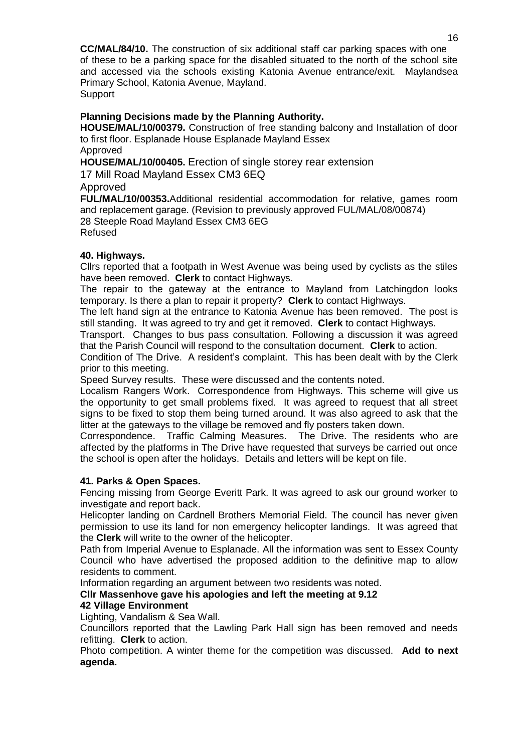**CC/MAL/84/10.** The construction of six additional staff car parking spaces with one of these to be a parking space for the disabled situated to the north of the school site and accessed via the schools existing Katonia Avenue entrance/exit. Maylandsea Primary School, Katonia Avenue, Mayland.
Support

**Planning Decisions made by the Planning Authority.**

**HOUSE/MAL/10/00379.** Construction of free standing balcony and Installation of door to first floor. Esplanade House Esplanade Mayland Essex
Approved

**HOUSE/MAL/10/00405.** Erection of single storey rear extension
17 Mill Road Mayland Essex CM3 6EQ
Approved

**FUL/MAL/10/00353.**Additional residential accommodation for relative, games room and replacement garage. (Revision to previously approved FUL/MAL/08/00874)
28 Steeple Road Mayland Essex CM3 6EG
Refused

**40. Highways.**

Cllrs reported that a footpath in West Avenue was being used by cyclists as the stiles have been removed. **Clerk** to contact Highways.

The repair to the gateway at the entrance to Mayland from Latchingdon looks temporary. Is there a plan to repair it property? **Clerk** to contact Highways.

The left hand sign at the entrance to Katonia Avenue has been removed. The post is still standing. It was agreed to try and get it removed. **Clerk** to contact Highways.

Transport. Changes to bus pass consultation. Following a discussion it was agreed that the Parish Council will respond to the consultation document. **Clerk** to action.

Condition of The Drive. A resident's complaint. This has been dealt with by the Clerk prior to this meeting.

Speed Survey results. These were discussed and the contents noted.

Localism Rangers Work. Correspondence from Highways. This scheme will give us the opportunity to get small problems fixed. It was agreed to request that all street signs to be fixed to stop them being turned around. It was also agreed to ask that the litter at the gateways to the village be removed and fly posters taken down.

Correspondence. Traffic Calming Measures. The Drive. The residents who are affected by the platforms in The Drive have requested that surveys be carried out once the school is open after the holidays. Details and letters will be kept on file.

**41. Parks & Open Spaces.**

Fencing missing from George Everitt Park. It was agreed to ask our ground worker to investigate and report back.

Helicopter landing on Cardnell Brothers Memorial Field. The council has never given permission to use its land for non emergency helicopter landings. It was agreed that the **Clerk** will write to the owner of the helicopter.

Path from Imperial Avenue to Esplanade. All the information was sent to Essex County Council who have advertised the proposed addition to the definitive map to allow residents to comment.

Information regarding an argument between two residents was noted.

**Cllr Massenhove gave his apologies and left the meeting at 9.12**

**42 Village Environment**

Lighting, Vandalism & Sea Wall.

Councillors reported that the Lawling Park Hall sign has been removed and needs refitting. **Clerk** to action.

Photo competition. A winter theme for the competition was discussed. **Add to next agenda.**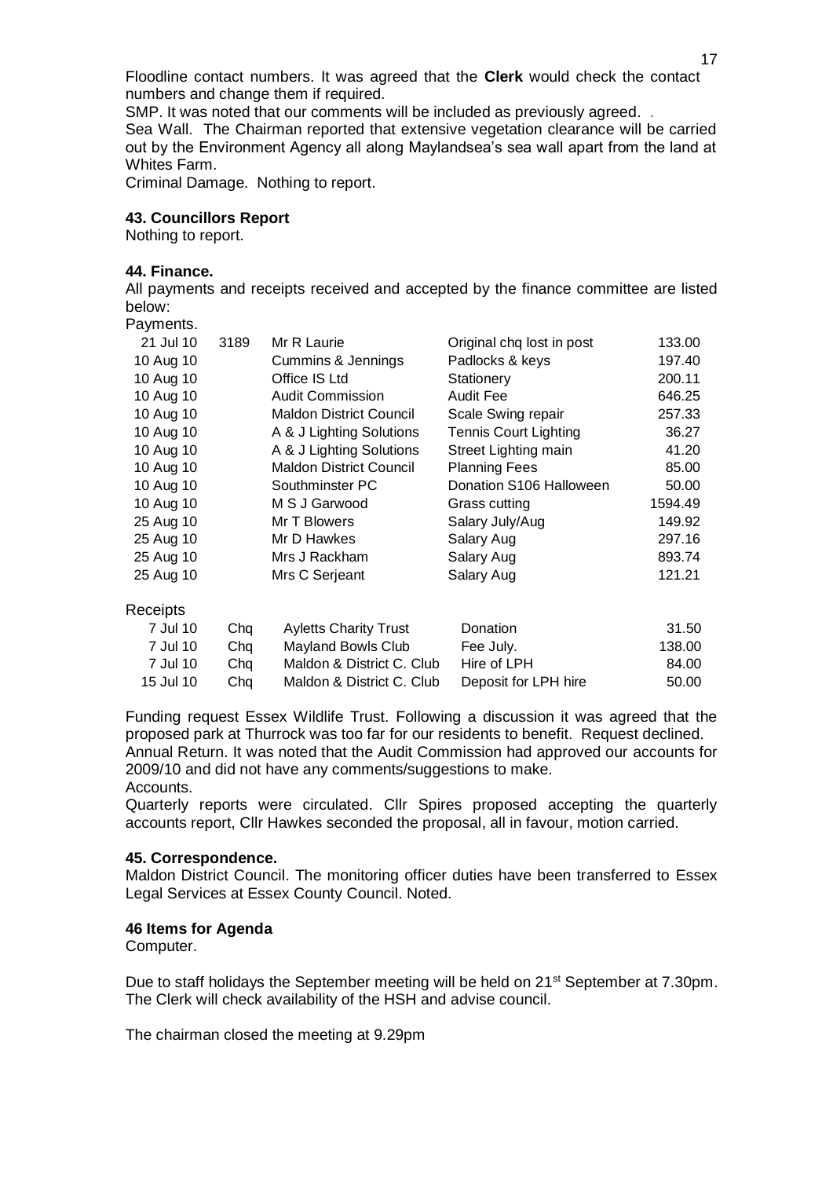Floodline contact numbers. It was agreed that the **Clerk** would check the contact numbers and change them if required.

SMP. It was noted that our comments will be included as previously agreed. .

Sea Wall. The Chairman reported that extensive vegetation clearance will be carried out by the Environment Agency all along Maylandsea's sea wall apart from the land at Whites Farm.

Criminal Damage. Nothing to report.

**43. Councillors Report**

Nothing to report.

**44. Finance.**

All payments and receipts received and accepted by the finance committee are listed below:

Payments.

| | | | | |
|---|---|---|---|---|
| 21 Jul 10 | 3189 | Mr R Laurie | Original chq lost in post | 133.00 |
| 10 Aug 10 | | Cummins & Jennings | Padlocks & keys | 197.40 |
| 10 Aug 10 | | Office IS Ltd | Stationery | 200.11 |
| 10 Aug 10 | | Audit Commission | Audit Fee | 646.25 |
| 10 Aug 10 | | Maldon District Council | Scale Swing repair | 257.33 |
| 10 Aug 10 | | A & J Lighting Solutions | Tennis Court Lighting | 36.27 |
| 10 Aug 10 | | A & J Lighting Solutions | Street Lighting main | 41.20 |
| 10 Aug 10 | | Maldon District Council | Planning Fees | 85.00 |
| 10 Aug 10 | | Southminster PC | Donation S106 Halloween | 50.00 |
| 10 Aug 10 | | M S J Garwood | Grass cutting | 1594.49 |
| 25 Aug 10 | | Mr T Blowers | Salary July/Aug | 149.92 |
| 25 Aug 10 | | Mr D Hawkes | Salary Aug | 297.16 |
| 25 Aug 10 | | Mrs J Rackham | Salary Aug | 893.74 |
| 25 Aug 10 | | Mrs C Serjeant | Salary Aug | 121.21 |

Receipts

| | | | | |
|---|---|---|---|---|
| 7 Jul 10 | Chq | Ayletts Charity Trust | Donation | 31.50 |
| 7 Jul 10 | Chq | Mayland Bowls Club | Fee July. | 138.00 |
| 7 Jul 10 | Chq | Maldon & District C. Club | Hire of LPH | 84.00 |
| 15 Jul 10 | Chq | Maldon & District C. Club | Deposit for LPH hire | 50.00 |

Funding request Essex Wildlife Trust. Following a discussion it was agreed that the proposed park at Thurrock was too far for our residents to benefit. Request declined.

Annual Return. It was noted that the Audit Commission had approved our accounts for 2009/10 and did not have any comments/suggestions to make.

Accounts.

Quarterly reports were circulated. Cllr Spires proposed accepting the quarterly accounts report, Cllr Hawkes seconded the proposal, all in favour, motion carried.

**45. Correspondence.**

Maldon District Council. The monitoring officer duties have been transferred to Essex Legal Services at Essex County Council. Noted.

**46 Items for Agenda**

Computer.

Due to staff holidays the September meeting will be held on 21st September at 7.30pm. The Clerk will check availability of the HSH and advise council.

The chairman closed the meeting at 9.29pm